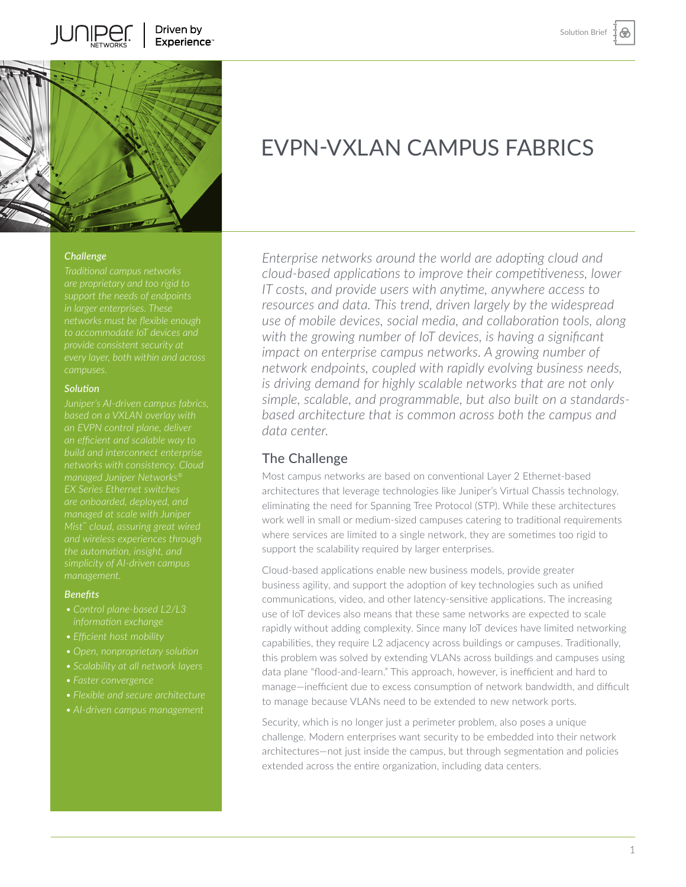# EVPN-VXLAN CAMPUS FABRICS

### Challenge

*Traditional campus networks are proprietary and too rigid to support the needs of endpoints in larger enterprises. These networks must be flexible enough to accommodate IoT devices and provide consistent security at every layer, both within and across campuses.*

### Solution

*Juniper's AI-driven campus fabrics, based on a VXLAN overlay with an EVPN control plane, deliver an efficient and scalable way to build and interconnect enterprise networks with consistency. Cloud managed Juniper Networks® EX Series Ethernet switches are onboarded, deployed, and managed at scale with Juniper Mist™ cloud, assuring great wired and wireless experiences through the automation, insight, and simplicity of AI-driven campus management.*

### Benefits

- *Control plane-based L2/L3 information exchange*
- *Efficient host mobility*
- *Open, nonproprietary solution*
- *Scalability at all network layers*
- *Faster convergence*
- *Flexible and secure architecture*
- *AI-driven campus management*

*Enterprise networks around the world are adopting cloud and cloud-based applications to improve their competitiveness, lower IT costs, and provide users with anytime, anywhere access to resources and data. This trend, driven largely by the widespread use of mobile devices, social media, and collaboration tools, along with the growing number of IoT devices, is having a significant impact on enterprise campus networks. A growing number of network endpoints, coupled with rapidly evolving business needs, is driving demand for highly scalable networks that are not only simple, scalable, and programmable, but also built on a standards-based architecture that is common across both the campus and data center.*

## The Challenge

Most campus networks are based on conventional Layer 2 Ethernet-based architectures that leverage technologies like Juniper's Virtual Chassis technology, eliminating the need for Spanning Tree Protocol (STP). While these architectures work well in small or medium-sized campuses catering to traditional requirements where services are limited to a single network, they are sometimes too rigid to support the scalability required by larger enterprises.

Cloud-based applications enable new business models, provide greater business agility, and support the adoption of key technologies such as unified communications, video, and other latency-sensitive applications. The increasing use of IoT devices also means that these same networks are expected to scale rapidly without adding complexity. Since many IoT devices have limited networking capabilities, they require L2 adjacency across buildings or campuses. Traditionally, this problem was solved by extending VLANs across buildings and campuses using data plane "flood-and-learn." This approach, however, is inefficient and hard to manage—inefficient due to excess consumption of network bandwidth, and difficult to manage because VLANs need to be extended to new network ports.

Security, which is no longer just a perimeter problem, also poses a unique challenge. Modern enterprises want security to be embedded into their network architectures—not just inside the campus, but through segmentation and policies extended across the entire organization, including data centers.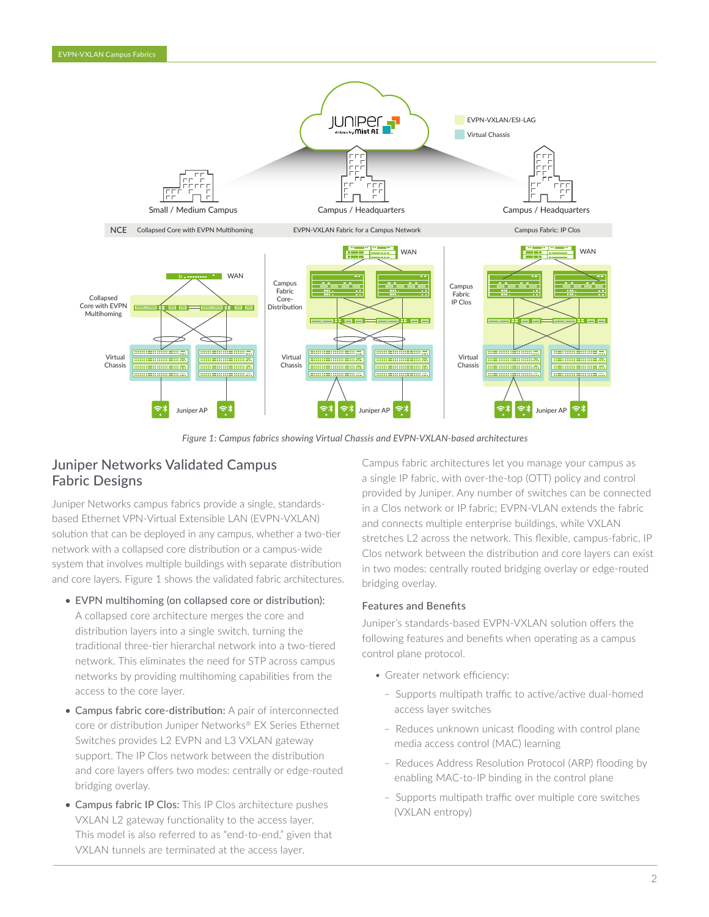*Figure 1: Campus fabrics showing Virtual Chassis and EVPN-VXLAN-based architectures*

## Juniper Networks Validated Campus Fabric Designs

Juniper Networks campus fabrics provide a single, standards-based Ethernet VPN-Virtual Extensible LAN (EVPN-VXLAN) solution that can be deployed in any campus, whether a two-tier network with a collapsed core distribution or a campus-wide system that involves multiple buildings with separate distribution and core layers. Figure 1 shows the validated fabric architectures.

- EVPN multihoming (on collapsed core or distribution): A collapsed core architecture merges the core and distribution layers into a single switch, turning the traditional three-tier hierarchal network into a two-tiered network. This eliminates the need for STP across campus networks by providing multihoming capabilities from the access to the core layer.
- Campus fabric core-distribution: A pair of interconnected core or distribution Juniper Networks® EX Series Ethernet Switches provides L2 EVPN and L3 VXLAN gateway support. The IP Clos network between the distribution and core layers offers two modes: centrally or edge-routed bridging overlay.
- Campus fabric IP Clos: This IP Clos architecture pushes VXLAN L2 gateway functionality to the access layer. This model is also referred to as "end-to-end," given that VXLAN tunnels are terminated at the access layer.

Campus fabric architectures let you manage your campus as a single IP fabric, with over-the-top (OTT) policy and control provided by Juniper. Any number of switches can be connected in a Clos network or IP fabric; EVPN-VLAN extends the fabric and connects multiple enterprise buildings, while VXLAN stretches L2 across the network. This flexible, campus-fabric, IP Clos network between the distribution and core layers can exist in two modes: centrally routed bridging overlay or edge-routed bridging overlay.

### Features and Benefits

Juniper's standards-based EVPN-VXLAN solution offers the following features and benefits when operating as a campus control plane protocol.

- Greater network efficiency:
  - Supports multipath traffic to active/active dual-homed access layer switches
  - Reduces unknown unicast flooding with control plane media access control (MAC) learning
  - Reduces Address Resolution Protocol (ARP) flooding by enabling MAC-to-IP binding in the control plane
  - Supports multipath traffic over multiple core switches (VXLAN entropy)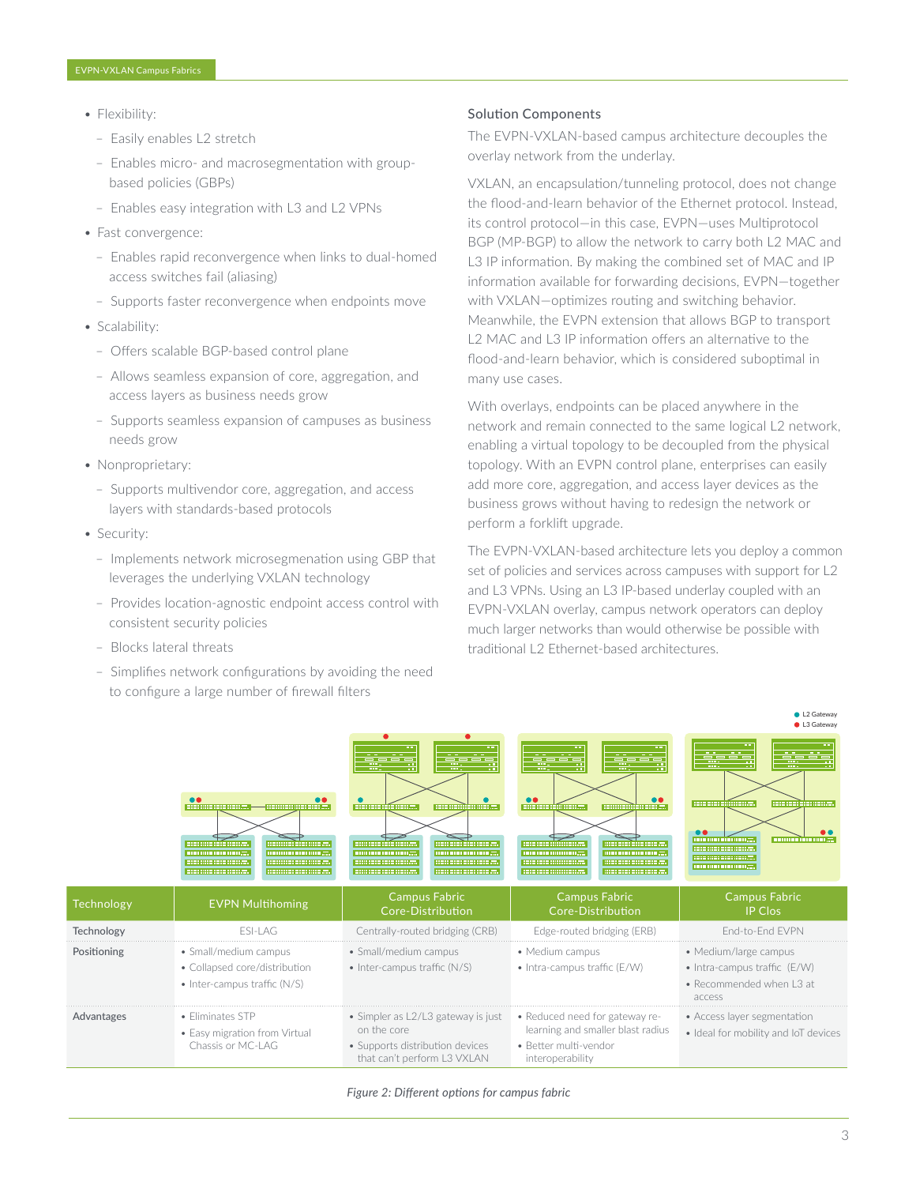- Flexibility:
  - Easily enables L2 stretch
  - Enables micro- and macrosegmentation with group-based policies (GBPs)
  - Enables easy integration with L3 and L2 VPNs
- Fast convergence:
  - Enables rapid reconvergence when links to dual-homed access switches fail (aliasing)
  - Supports faster reconvergence when endpoints move
- Scalability:
  - Offers scalable BGP-based control plane
  - Allows seamless expansion of core, aggregation, and access layers as business needs grow
  - Supports seamless expansion of campuses as business needs grow
- Nonproprietary:
  - Supports multivendor core, aggregation, and access layers with standards-based protocols
- Security:
  - Implements network microsegmenation using GBP that leverages the underlying VXLAN technology
  - Provides location-agnostic endpoint access control with consistent security policies
  - Blocks lateral threats
  - Simplifies network configurations by avoiding the need to configure a large number of firewall filters

### Solution Components

The EVPN-VXLAN-based campus architecture decouples the overlay network from the underlay.

VXLAN, an encapsulation/tunneling protocol, does not change the flood-and-learn behavior of the Ethernet protocol. Instead, its control protocol—in this case, EVPN—uses Multiprotocol BGP (MP-BGP) to allow the network to carry both L2 MAC and L3 IP information. By making the combined set of MAC and IP information available for forwarding decisions, EVPN—together with VXLAN—optimizes routing and switching behavior. Meanwhile, the EVPN extension that allows BGP to transport L2 MAC and L3 IP information offers an alternative to the flood-and-learn behavior, which is considered suboptimal in many use cases.

With overlays, endpoints can be placed anywhere in the network and remain connected to the same logical L2 network, enabling a virtual topology to be decoupled from the physical topology. With an EVPN control plane, enterprises can easily add more core, aggregation, and access layer devices as the business grows without having to redesign the network or perform a forklift upgrade.

The EVPN-VXLAN-based architecture lets you deploy a common set of policies and services across campuses with support for L2 and L3 VPNs. Using an L3 IP-based underlay coupled with an EVPN-VXLAN overlay, campus network operators can deploy much larger networks than would otherwise be possible with traditional L2 Ethernet-based architectures.

| Technology | EVPN Multihoming | Campus Fabric Core-Distribution | Campus Fabric Core-Distribution | Campus Fabric IP Clos |
|---|---|---|---|---|
| Technology | ESI-LAG | Centrally-routed bridging (CRB) | Edge-routed bridging (ERB) | End-to-End EVPN |
| Positioning | • Small/medium campus<br>• Collapsed core/distribution<br>• Inter-campus traffic (N/S) | • Small/medium campus<br>• Inter-campus traffic (N/S) | • Medium campus<br>• Intra-campus traffic (E/W) | • Medium/large campus<br>• Intra-campus traffic (E/W)<br>• Recommended when L3 at access |
| Advantages | • Eliminates STP<br>• Easy migration from Virtual Chassis or MC-LAG | • Simpler as L2/L3 gateway is just on the core<br>• Supports distribution devices that can't perform L3 VXLAN | • Reduced need for gateway re-learning and smaller blast radius<br>• Better multi-vendor interoperability | • Access layer segmentation<br>• Ideal for mobility and IoT devices |

*Figure 2: Different options for campus fabric*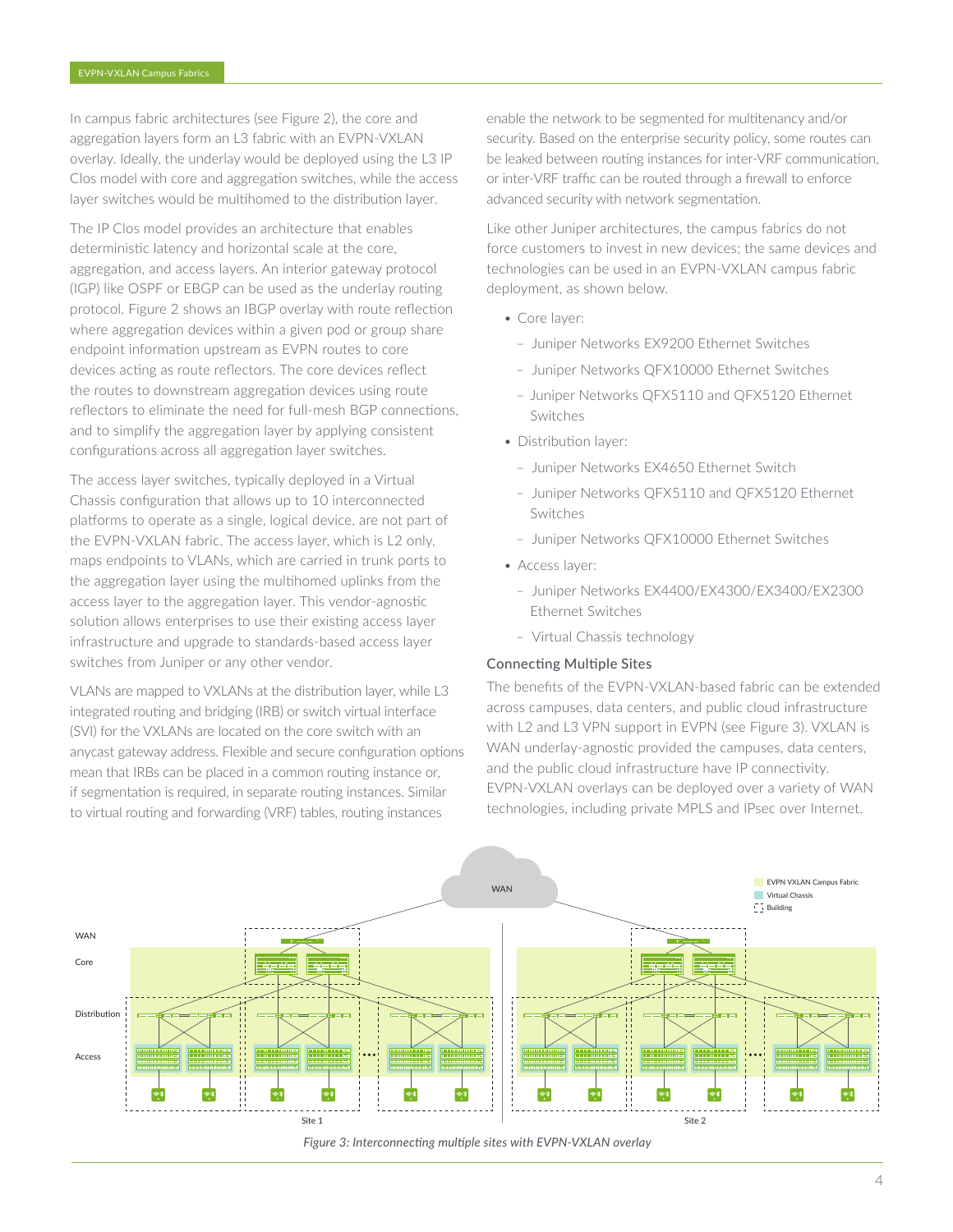In campus fabric architectures (see Figure 2), the core and aggregation layers form an L3 fabric with an EVPN-VXLAN overlay. Ideally, the underlay would be deployed using the L3 IP Clos model with core and aggregation switches, while the access layer switches would be multihomed to the distribution layer.

The IP Clos model provides an architecture that enables deterministic latency and horizontal scale at the core, aggregation, and access layers. An interior gateway protocol (IGP) like OSPF or EBGP can be used as the underlay routing protocol. Figure 2 shows an IBGP overlay with route reflection where aggregation devices within a given pod or group share endpoint information upstream as EVPN routes to core devices acting as route reflectors. The core devices reflect the routes to downstream aggregation devices using route reflectors to eliminate the need for full-mesh BGP connections, and to simplify the aggregation layer by applying consistent configurations across all aggregation layer switches.

The access layer switches, typically deployed in a Virtual Chassis configuration that allows up to 10 interconnected platforms to operate as a single, logical device, are not part of the EVPN-VXLAN fabric. The access layer, which is L2 only, maps endpoints to VLANs, which are carried in trunk ports to the aggregation layer using the multihomed uplinks from the access layer to the aggregation layer. This vendor-agnostic solution allows enterprises to use their existing access layer infrastructure and upgrade to standards-based access layer switches from Juniper or any other vendor.

VLANs are mapped to VXLANs at the distribution layer, while L3 integrated routing and bridging (IRB) or switch virtual interface (SVI) for the VXLANs are located on the core switch with an anycast gateway address. Flexible and secure configuration options mean that IRBs can be placed in a common routing instance or, if segmentation is required, in separate routing instances. Similar to virtual routing and forwarding (VRF) tables, routing instances enable the network to be segmented for multitenancy and/or security. Based on the enterprise security policy, some routes can be leaked between routing instances for inter-VRF communication, or inter-VRF traffic can be routed through a firewall to enforce advanced security with network segmentation.

Like other Juniper architectures, the campus fabrics do not force customers to invest in new devices; the same devices and technologies can be used in an EVPN-VXLAN campus fabric deployment, as shown below.

- Core layer:
  - Juniper Networks EX9200 Ethernet Switches
  - Juniper Networks QFX10000 Ethernet Switches
  - Juniper Networks QFX5110 and QFX5120 Ethernet Switches
- Distribution layer:
  - Juniper Networks EX4650 Ethernet Switch
  - Juniper Networks QFX5110 and QFX5120 Ethernet Switches
  - Juniper Networks QFX10000 Ethernet Switches
- Access layer:
  - Juniper Networks EX4400/EX4300/EX3400/EX2300 Ethernet Switches
  - Virtual Chassis technology

### Connecting Multiple Sites

The benefits of the EVPN-VXLAN-based fabric can be extended across campuses, data centers, and public cloud infrastructure with L2 and L3 VPN support in EVPN (see Figure 3). VXLAN is WAN underlay-agnostic provided the campuses, data centers, and the public cloud infrastructure have IP connectivity. EVPN-VXLAN overlays can be deployed over a variety of WAN technologies, including private MPLS and IPsec over Internet.

*Figure 3: Interconnecting multiple sites with EVPN-VXLAN overlay*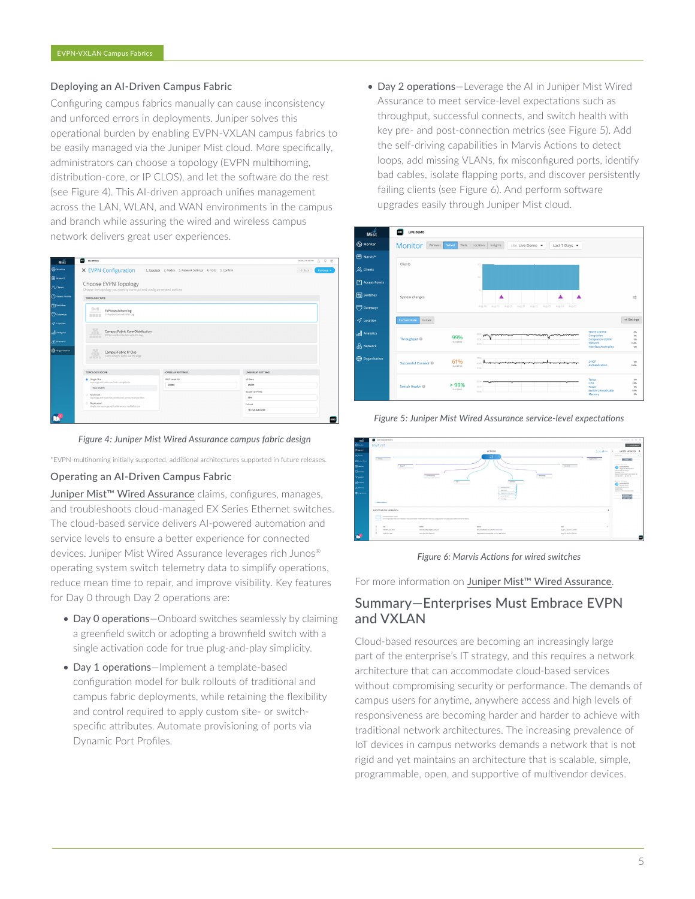## Deploying an AI-Driven Campus Fabric

Configuring campus fabrics manually can cause inconsistency and unforced errors in deployments. Juniper solves this operational burden by enabling EVPN-VXLAN campus fabrics to be easily managed via the Juniper Mist cloud. More specifically, administrators can choose a topology (EVPN multihoming, distribution-core, or IP CLOS), and let the software do the rest (see Figure 4). This AI-driven approach unifies management across the LAN, WLAN, and WAN environments in the campus and branch while assuring the wired and wireless campus network delivers great user experiences.

*Figure 4: Juniper Mist Wired Assurance campus fabric design*

*EVPN-multihoming initially supported, additional architectures supported in future releases.

## Operating an AI-Driven Campus Fabric

Juniper Mist™ Wired Assurance claims, configures, manages, and troubleshoots cloud-managed EX Series Ethernet switches. The cloud-based service delivers AI-powered automation and service levels to ensure a better experience for connected devices. Juniper Mist Wired Assurance leverages rich Junos® operating system switch telemetry data to simplify operations, reduce mean time to repair, and improve visibility. Key features for Day 0 through Day 2 operations are:

- Day 0 operations—Onboard switches seamlessly by claiming a greenfield switch or adopting a brownfield switch with a single activation code for true plug-and-play simplicity.
- Day 1 operations—Implement a template-based configuration model for bulk rollouts of traditional and campus fabric deployments, while retaining the flexibility and control required to apply custom site- or switch-specific attributes. Automate provisioning of ports via Dynamic Port Profiles.
- Day 2 operations—Leverage the AI in Juniper Mist Wired Assurance to meet service-level expectations such as throughput, successful connects, and switch health with key pre- and post-connection metrics (see Figure 5). Add the self-driving capabilities in Marvis Actions to detect loops, add missing VLANs, fix misconfigured ports, identify bad cables, isolate flapping ports, and discover persistently failing clients (see Figure 6). And perform software upgrades easily through Juniper Mist cloud.

*Figure 5: Juniper Mist Wired Assurance service-level expectations*

*Figure 6: Marvis Actions for wired switches*

For more information on Juniper Mist™ Wired Assurance.

## Summary—Enterprises Must Embrace EVPN and VXLAN

Cloud-based resources are becoming an increasingly large part of the enterprise's IT strategy, and this requires a network architecture that can accommodate cloud-based services without compromising security or performance. The demands of campus users for anytime, anywhere access and high levels of responsiveness are becoming harder and harder to achieve with traditional network architectures. The increasing prevalence of IoT devices in campus networks demands a network that is not rigid and yet maintains an architecture that is scalable, simple, programmable, open, and supportive of multivendor devices.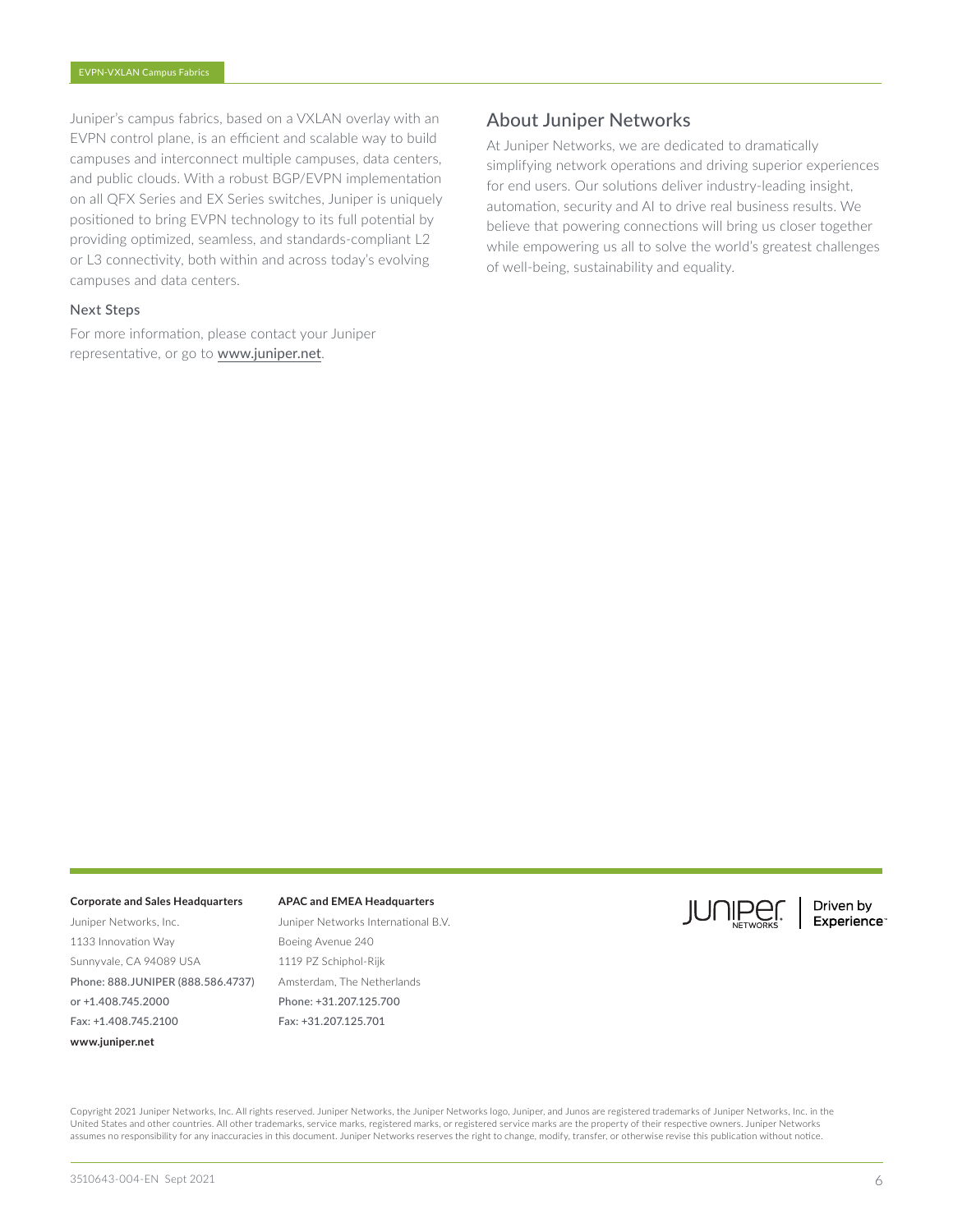Juniper's campus fabrics, based on a VXLAN overlay with an EVPN control plane, is an efficient and scalable way to build campuses and interconnect multiple campuses, data centers, and public clouds. With a robust BGP/EVPN implementation on all QFX Series and EX Series switches, Juniper is uniquely positioned to bring EVPN technology to its full potential by providing optimized, seamless, and standards-compliant L2 or L3 connectivity, both within and across today's evolving campuses and data centers.

### Next Steps

For more information, please contact your Juniper representative, or go to www.juniper.net.

## About Juniper Networks

At Juniper Networks, we are dedicated to dramatically simplifying network operations and driving superior experiences for end users. Our solutions deliver industry-leading insight, automation, security and AI to drive real business results. We believe that powering connections will bring us closer together while empowering us all to solve the world's greatest challenges of well-being, sustainability and equality.

**Corporate and Sales Headquarters**

Juniper Networks, Inc.
1133 Innovation Way
Sunnyvale, CA 94089 USA
Phone: 888.JUNIPER (888.586.4737)
or +1.408.745.2000
Fax: +1.408.745.2100
**www.juniper.net**

**APAC and EMEA Headquarters**

Juniper Networks International B.V.
Boeing Avenue 240
1119 PZ Schiphol-Rijk
Amsterdam, The Netherlands
Phone: +31.207.125.700
Fax: +31.207.125.701

Driven by Experience™

Copyright 2021 Juniper Networks, Inc. All rights reserved. Juniper Networks, the Juniper Networks logo, Juniper, and Junos are registered trademarks of Juniper Networks, Inc. in the United States and other countries. All other trademarks, service marks, registered marks, or registered service marks are the property of their respective owners. Juniper Networks assumes no responsibility for any inaccuracies in this document. Juniper Networks reserves the right to change, modify, transfer, or otherwise revise this publication without notice.

3510643-004-EN Sept 2021